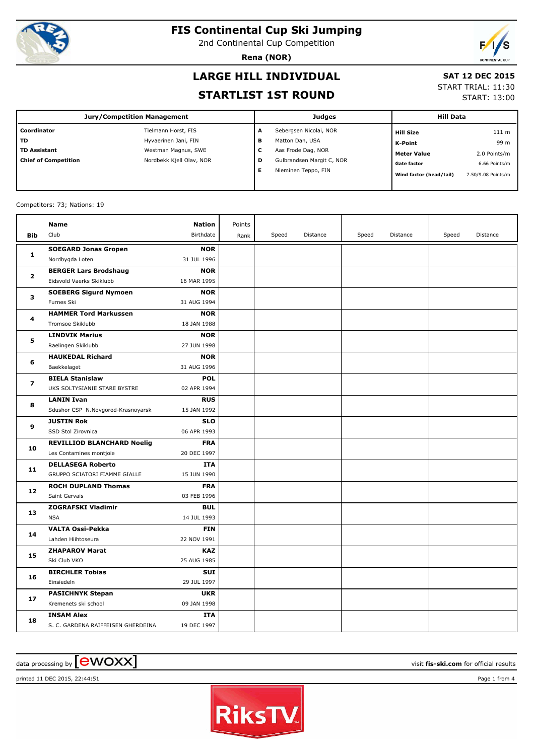# FIS Continental Cup Ski Jumping

2nd Continental Cup Competition

**Rena (NOR)**

## LARGE HILL INDIVIDUAL

## STARTLIST 1ST ROUND

**SAT 12 DEC 2015**
START TRIAL: 11:30
START: 13:00

| Jury/Competition Management | | Judges | | Hill Data | |
|---|---|---|---|---|---|
| **Coordinator** | Tielmann Horst, FIS | **A** | Sebergsen Nicolai, NOR | **Hill Size** | 111 m |
| **TD** | Hyvaerinen Jani, FIN | **B** | Matton Dan, USA | **K-Point** | 99 m |
| **TD Assistant** | Westman Magnus, SWE | **C** | Aas Frode Dag, NOR | **Meter Value** | 2.0 Points/m |
| **Chief of Competition** | Nordbekk Kjell Olav, NOR | **D** | Gulbrandsen Margit C, NOR | **Gate factor** | 6.66 Points/m |
| | | **E** | Nieminen Teppo, FIN | **Wind factor (head/tail)** | 7.50/9.08 Points/m |

Competitors: 73; Nations: 19

| Bib | Name / Club | Nation / Birthdate | Points / Rank | Speed | Distance | Speed | Distance | Speed | Distance |
|---|---|---|---|---|---|---|---|---|---|
| 1 | **SOEGARD Jonas Gropen** / Nordbygda Loten | **NOR** / 31 JUL 1996 | | | | | | | |
| 2 | **BERGER Lars Brodshaug** / Eidsvold Vaerks Skiklubb | **NOR** / 16 MAR 1995 | | | | | | | |
| 3 | **SOEBERG Sigurd Nymoen** / Furnes Ski | **NOR** / 31 AUG 1994 | | | | | | | |
| 4 | **HAMMER Tord Markussen** / Tromsoe Skiklubb | **NOR** / 18 JAN 1988 | | | | | | | |
| 5 | **LINDVIK Marius** / Raelingen Skiklubb | **NOR** / 27 JUN 1998 | | | | | | | |
| 6 | **HAUKEDAL Richard** / Baekkelaget | **NOR** / 31 AUG 1996 | | | | | | | |
| 7 | **BIELA Stanislaw** / UKS SOLTYSIANIE STARE BYSTRE | **POL** / 02 APR 1994 | | | | | | | |
| 8 | **LANIN Ivan** / Sdushor CSP N.Novgorod-Krasnoyarsk | **RUS** / 15 JAN 1992 | | | | | | | |
| 9 | **JUSTIN Rok** / SSD Stol Zirovnica | **SLO** / 06 APR 1993 | | | | | | | |
| 10 | **REVILLIOD BLANCHARD Noelig** / Les Contamines montjoie | **FRA** / 20 DEC 1997 | | | | | | | |
| 11 | **DELLASEGA Roberto** / GRUPPO SCIATORI FIAMME GIALLE | **ITA** / 15 JUN 1990 | | | | | | | |
| 12 | **ROCH DUPLAND Thomas** / Saint Gervais | **FRA** / 03 FEB 1996 | | | | | | | |
| 13 | **ZOGRAFSKI Vladimir** / NSA | **BUL** / 14 JUL 1993 | | | | | | | |
| 14 | **VALTA Ossi-Pekka** / Lahden Hiihtoseura | **FIN** / 22 NOV 1991 | | | | | | | |
| 15 | **ZHAPAROV Marat** / Ski Club VKO | **KAZ** / 25 AUG 1985 | | | | | | | |
| 16 | **BIRCHLER Tobias** / Einsiedeln | **SUI** / 29 JUL 1997 | | | | | | | |
| 17 | **PASICHNYK Stepan** / Kremenets ski school | **UKR** / 09 JAN 1998 | | | | | | | |
| 18 | **INSAM Alex** / S. C. GARDENA RAIFFEISEN GHERDEINA | **ITA** / 19 DEC 1997 | | | | | | | |

data processing by ewoxx — visit **fis-ski.com** for official results

printed 11 DEC 2015, 22:44:51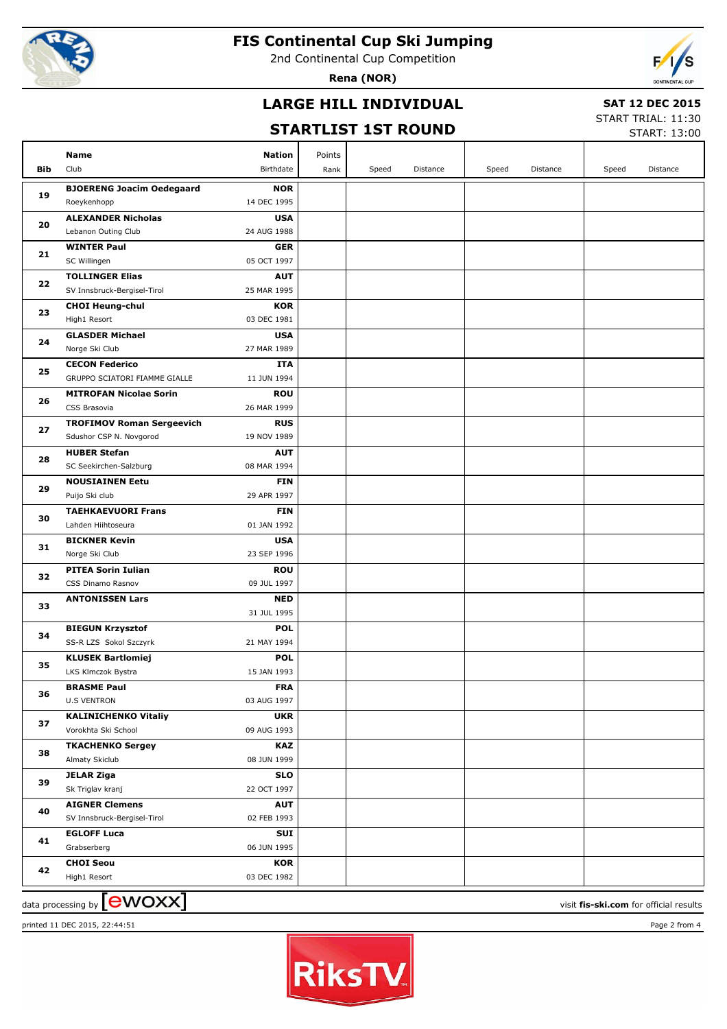# FIS Continental Cup Ski Jumping

2nd Continental Cup Competition

**Rena (NOR)**

## LARGE HILL INDIVIDUAL

## STARTLIST 1ST ROUND

**SAT 12 DEC 2015**

START TRIAL: 11:30

START: 13:00

| Bib | Name / Club | Nation / Birthdate | Points / Rank | Speed | Distance | Speed | Distance | Speed | Distance |
|---|---|---|---|---|---|---|---|---|---|
| 19 | **BJOERENG Joacim Oedegaard**<br>Roeykenhopp | **NOR**<br>14 DEC 1995 | | | | | | | |
| 20 | **ALEXANDER Nicholas**<br>Lebanon Outing Club | **USA**<br>24 AUG 1988 | | | | | | | |
| 21 | **WINTER Paul**<br>SC Willingen | **GER**<br>05 OCT 1997 | | | | | | | |
| 22 | **TOLLINGER Elias**<br>SV Innsbruck-Bergisel-Tirol | **AUT**<br>25 MAR 1995 | | | | | | | |
| 23 | **CHOI Heung-chul**<br>High1 Resort | **KOR**<br>03 DEC 1981 | | | | | | | |
| 24 | **GLASDER Michael**<br>Norge Ski Club | **USA**<br>27 MAR 1989 | | | | | | | |
| 25 | **CECON Federico**<br>GRUPPO SCIATORI FIAMME GIALLE | **ITA**<br>11 JUN 1994 | | | | | | | |
| 26 | **MITROFAN Nicolae Sorin**<br>CSS Brasovia | **ROU**<br>26 MAR 1999 | | | | | | | |
| 27 | **TROFIMOV Roman Sergeevich**<br>Sdushor CSP N. Novgorod | **RUS**<br>19 NOV 1989 | | | | | | | |
| 28 | **HUBER Stefan**<br>SC Seekirchen-Salzburg | **AUT**<br>08 MAR 1994 | | | | | | | |
| 29 | **NOUSIAINEN Eetu**<br>Puijo Ski club | **FIN**<br>29 APR 1997 | | | | | | | |
| 30 | **TAEHKAEVUORI Frans**<br>Lahden Hiihtoseura | **FIN**<br>01 JAN 1992 | | | | | | | |
| 31 | **BICKNER Kevin**<br>Norge Ski Club | **USA**<br>23 SEP 1996 | | | | | | | |
| 32 | **PITEA Sorin Iulian**<br>CSS Dinamo Rasnov | **ROU**<br>09 JUL 1997 | | | | | | | |
| 33 | **ANTONISSEN Lars** | **NED**<br>31 JUL 1995 | | | | | | | |
| 34 | **BIEGUN Krzysztof**<br>SS-R LZS Sokol Szczyrk | **POL**<br>21 MAY 1994 | | | | | | | |
| 35 | **KLUSEK Bartlomiej**<br>LKS Klmczok Bystra | **POL**<br>15 JAN 1993 | | | | | | | |
| 36 | **BRASME Paul**<br>U.S VENTRON | **FRA**<br>03 AUG 1997 | | | | | | | |
| 37 | **KALINICHENKO Vitaliy**<br>Vorokhta Ski School | **UKR**<br>09 AUG 1993 | | | | | | | |
| 38 | **TKACHENKO Sergey**<br>Almaty Skiclub | **KAZ**<br>08 JUN 1999 | | | | | | | |
| 39 | **JELAR Ziga**<br>Sk Triglav kranj | **SLO**<br>22 OCT 1997 | | | | | | | |
| 40 | **AIGNER Clemens**<br>SV Innsbruck-Bergisel-Tirol | **AUT**<br>02 FEB 1993 | | | | | | | |
| 41 | **EGLOFF Luca**<br>Grabserberg | **SUI**<br>06 JUN 1995 | | | | | | | |
| 42 | **CHOI Seou**<br>High1 Resort | **KOR**<br>03 DEC 1982 | | | | | | | |

data processing by [ewoxx] visit **fis-ski.com** for official results

printed 11 DEC 2015, 22:44:51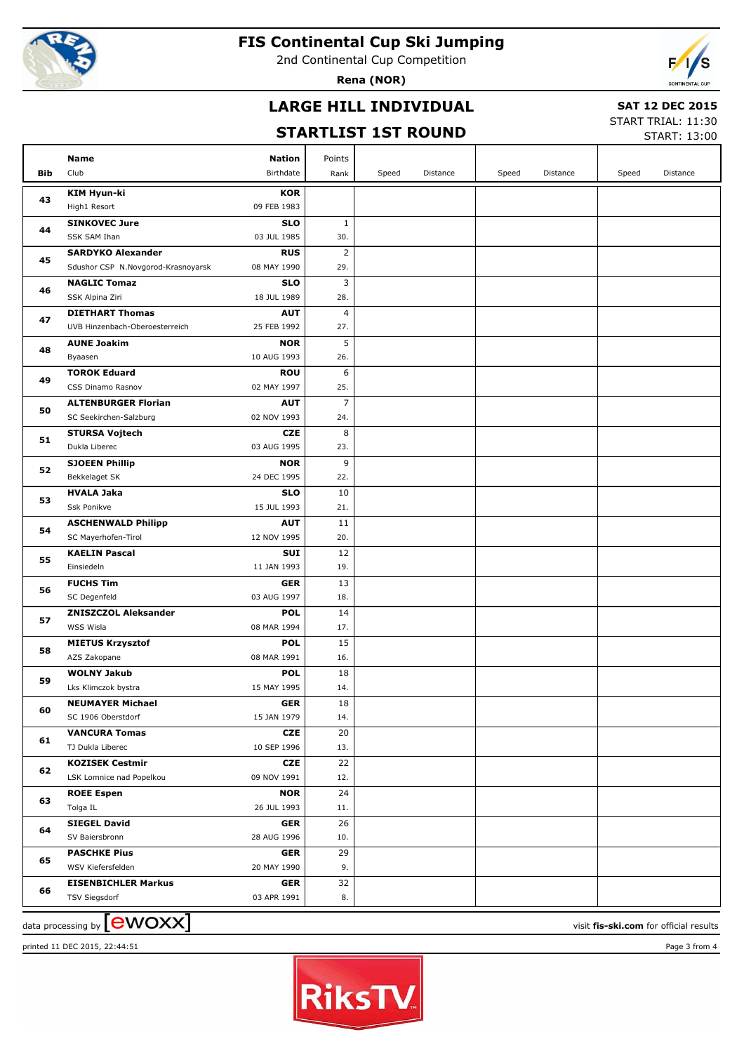# FIS Continental Cup Ski Jumping

2nd Continental Cup Competition

**Rena (NOR)**

## LARGE HILL INDIVIDUAL

## STARTLIST 1ST ROUND

**SAT 12 DEC 2015**

START TRIAL: 11:30

START: 13:00

| Bib | Name / Club | Nation / Birthdate | Points / Rank | Speed | Distance | Speed | Distance | Speed | Distance |
|---|---|---|---|---|---|---|---|---|---|
| 43 | **KIM Hyun-ki** High1 Resort | **KOR** 09 FEB 1983 | | | | | | | |
| 44 | **SINKOVEC Jure** SSK SAM Ihan | **SLO** 03 JUL 1985 | 1 30. | | | | | | |
| 45 | **SARDYKO Alexander** Sdushor CSP N.Novgorod-Krasnoyarsk | **RUS** 08 MAY 1990 | 2 29. | | | | | | |
| 46 | **NAGLIC Tomaz** SSK Alpina Ziri | **SLO** 18 JUL 1989 | 3 28. | | | | | | |
| 47 | **DIETHART Thomas** UVB Hinzenbach-Oberoesterreich | **AUT** 25 FEB 1992 | 4 27. | | | | | | |
| 48 | **AUNE Joakim** Byaasen | **NOR** 10 AUG 1993 | 5 26. | | | | | | |
| 49 | **TOROK Eduard** CSS Dinamo Rasnov | **ROU** 02 MAY 1997 | 6 25. | | | | | | |
| 50 | **ALTENBURGER Florian** SC Seekirchen-Salzburg | **AUT** 02 NOV 1993 | 7 24. | | | | | | |
| 51 | **STURSA Vojtech** Dukla Liberec | **CZE** 03 AUG 1995 | 8 23. | | | | | | |
| 52 | **SJOEEN Phillip** Bekkelaget SK | **NOR** 24 DEC 1995 | 9 22. | | | | | | |
| 53 | **HVALA Jaka** Ssk Ponikve | **SLO** 15 JUL 1993 | 10 21. | | | | | | |
| 54 | **ASCHENWALD Philipp** SC Mayerhofen-Tirol | **AUT** 12 NOV 1995 | 11 20. | | | | | | |
| 55 | **KAELIN Pascal** Einsiedeln | **SUI** 11 JAN 1993 | 12 19. | | | | | | |
| 56 | **FUCHS Tim** SC Degenfeld | **GER** 03 AUG 1997 | 13 18. | | | | | | |
| 57 | **ZNISZCZOL Aleksander** WSS Wisla | **POL** 08 MAR 1994 | 14 17. | | | | | | |
| 58 | **MIETUS Krzysztof** AZS Zakopane | **POL** 08 MAR 1991 | 15 16. | | | | | | |
| 59 | **WOLNY Jakub** Lks Klimczok bystra | **POL** 15 MAY 1995 | 18 14. | | | | | | |
| 60 | **NEUMAYER Michael** SC 1906 Oberstdorf | **GER** 15 JAN 1979 | 18 14. | | | | | | |
| 61 | **VANCURA Tomas** TJ Dukla Liberec | **CZE** 10 SEP 1996 | 20 13. | | | | | | |
| 62 | **KOZISEK Cestmir** LSK Lomnice nad Popelkou | **CZE** 09 NOV 1991 | 22 12. | | | | | | |
| 63 | **ROEE Espen** Tolga IL | **NOR** 26 JUL 1993 | 24 11. | | | | | | |
| 64 | **SIEGEL David** SV Baiersbronn | **GER** 28 AUG 1996 | 26 10. | | | | | | |
| 65 | **PASCHKE Pius** WSV Kiefersfelden | **GER** 20 MAY 1990 | 29 9. | | | | | | |
| 66 | **EISENBICHLER Markus** TSV Siegsdorf | **GER** 03 APR 1991 | 32 8. | | | | | | |

data processing by ewoxx — visit **fis-ski.com** for official results

printed 11 DEC 2015, 22:44:51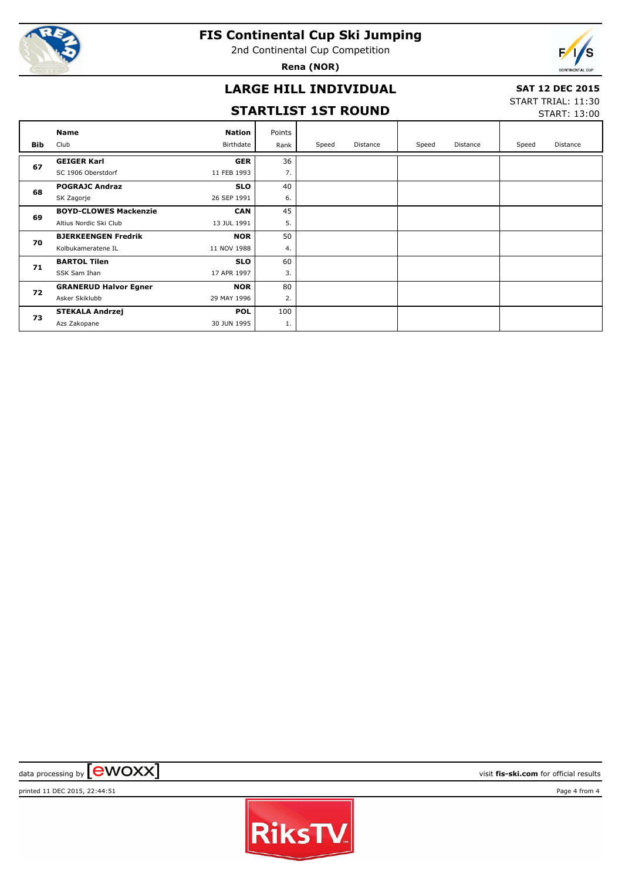# FIS Continental Cup Ski Jumping

2nd Continental Cup Competition

**Rena (NOR)**

## LARGE HILL INDIVIDUAL

**SAT 12 DEC 2015**

START TRIAL: 11:30

## STARTLIST 1ST ROUND

START: 13:00

| Bib | Name / Club | Nation / Birthdate | Points / Rank | Speed | Distance | Speed | Distance | Speed | Distance |
|---|---|---|---|---|---|---|---|---|---|
| 67 | **GEIGER Karl**<br>SC 1906 Oberstdorf | **GER**<br>11 FEB 1993 | 36<br>7. | | | | | | |
| 68 | **POGRAJC Andraz**<br>SK Zagorje | **SLO**<br>26 SEP 1991 | 40<br>6. | | | | | | |
| 69 | **BOYD-CLOWES Mackenzie**<br>Altius Nordic Ski Club | **CAN**<br>13 JUL 1991 | 45<br>5. | | | | | | |
| 70 | **BJERKEENGEN Fredrik**<br>Kolbukameratene IL | **NOR**<br>11 NOV 1988 | 50<br>4. | | | | | | |
| 71 | **BARTOL Tilen**<br>SSK Sam Ihan | **SLO**<br>17 APR 1997 | 60<br>3. | | | | | | |
| 72 | **GRANERUD Halvor Egner**<br>Asker Skiklubb | **NOR**<br>29 MAY 1996 | 80<br>2. | | | | | | |
| 73 | **STEKALA Andrzej**<br>Azs Zakopane | **POL**<br>30 JUN 1995 | 100<br>1. | | | | | | |

data processing by ewoxx — visit **fis-ski.com** for official results

printed 11 DEC 2015, 22:44:51